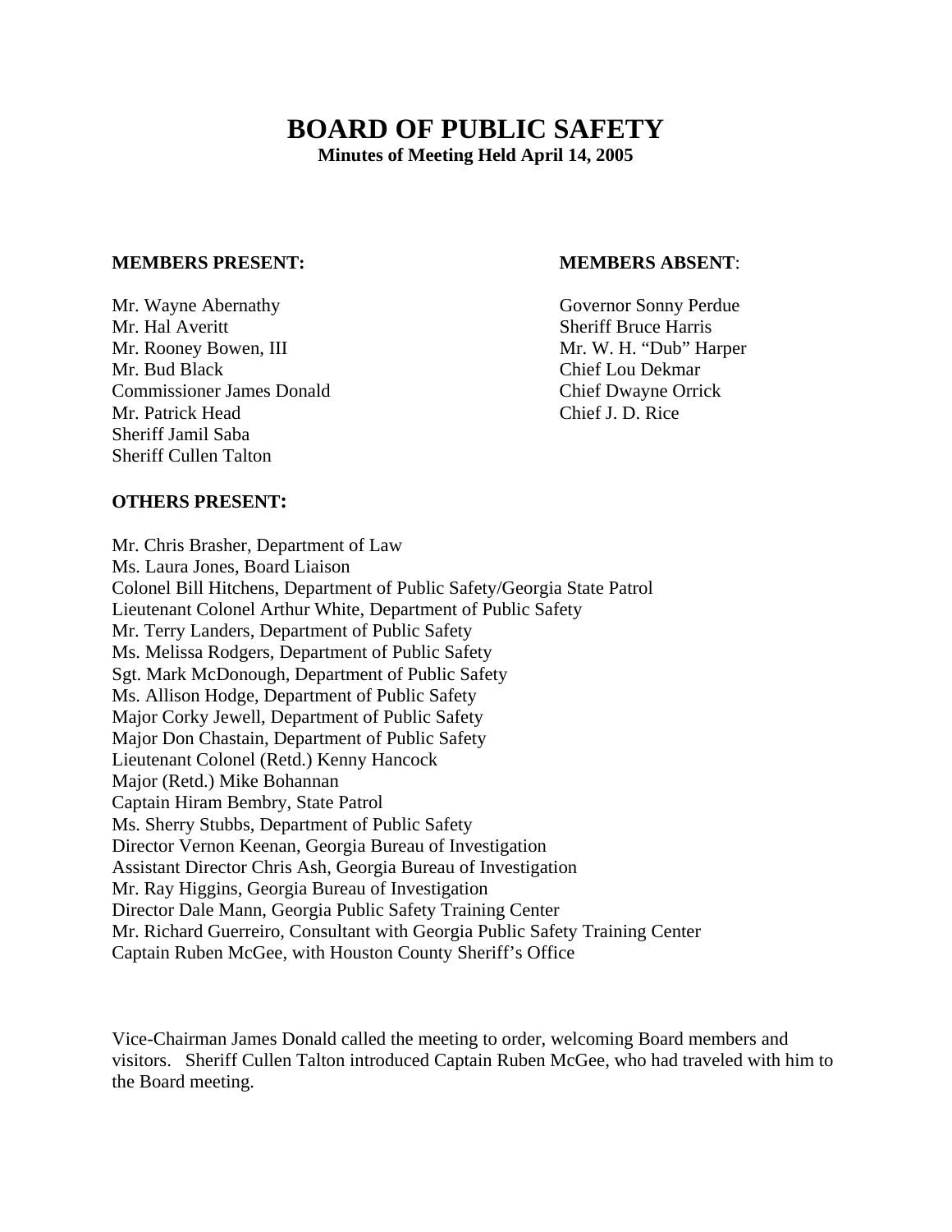# BOARD OF PUBLIC SAFETY

**Minutes of Meeting Held April 14, 2005**

**MEMBERS PRESENT:**

Mr. Wayne Abernathy
Mr. Hal Averitt
Mr. Rooney Bowen, III
Mr. Bud Black
Commissioner James Donald
Mr. Patrick Head
Sheriff Jamil Saba
Sheriff Cullen Talton

**MEMBERS ABSENT**:

Governor Sonny Perdue
Sheriff Bruce Harris
Mr. W. H. "Dub" Harper
Chief Lou Dekmar
Chief Dwayne Orrick
Chief J. D. Rice

**OTHERS PRESENT:**

Mr. Chris Brasher, Department of Law
Ms. Laura Jones, Board Liaison
Colonel Bill Hitchens, Department of Public Safety/Georgia State Patrol
Lieutenant Colonel Arthur White, Department of Public Safety
Mr. Terry Landers, Department of Public Safety
Ms. Melissa Rodgers, Department of Public Safety
Sgt. Mark McDonough, Department of Public Safety
Ms. Allison Hodge, Department of Public Safety
Major Corky Jewell, Department of Public Safety
Major Don Chastain, Department of Public Safety
Lieutenant Colonel (Retd.) Kenny Hancock
Major (Retd.) Mike Bohannan
Captain Hiram Bembry, State Patrol
Ms. Sherry Stubbs, Department of Public Safety
Director Vernon Keenan, Georgia Bureau of Investigation
Assistant Director Chris Ash, Georgia Bureau of Investigation
Mr. Ray Higgins, Georgia Bureau of Investigation
Director Dale Mann, Georgia Public Safety Training Center
Mr. Richard Guerreiro, Consultant with Georgia Public Safety Training Center
Captain Ruben McGee, with Houston County Sheriff's Office

Vice-Chairman James Donald called the meeting to order, welcoming Board members and visitors. Sheriff Cullen Talton introduced Captain Ruben McGee, who had traveled with him to the Board meeting.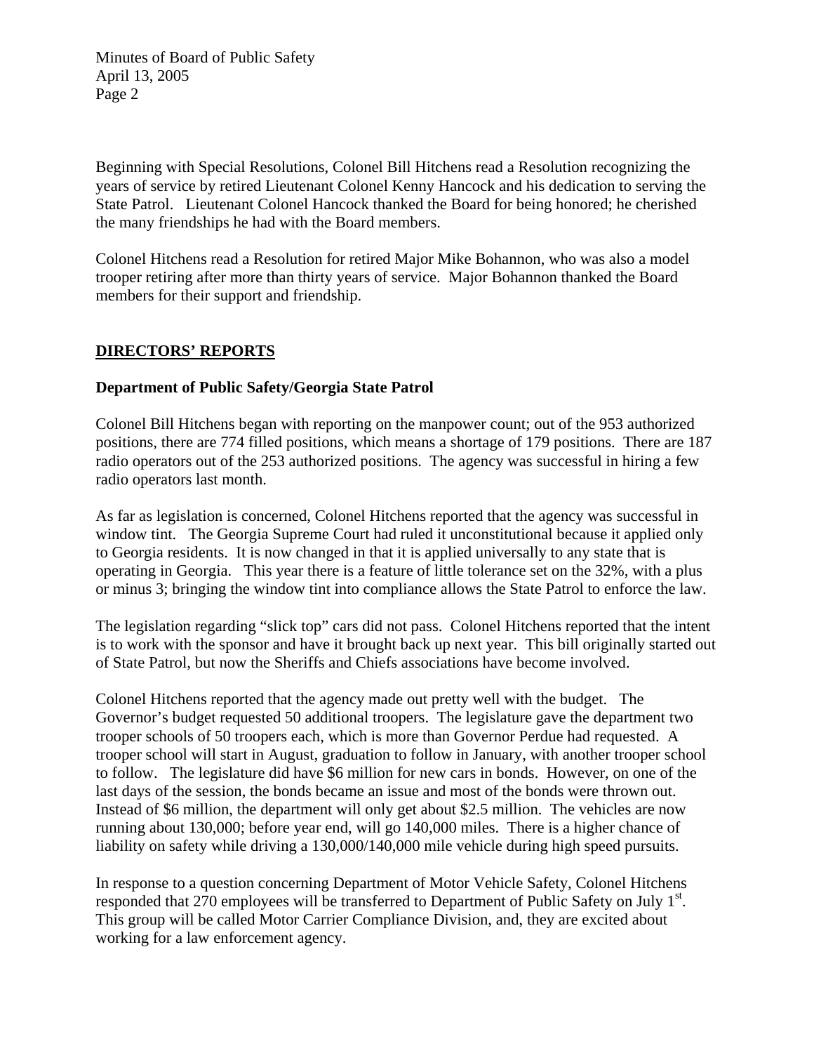Beginning with Special Resolutions, Colonel Bill Hitchens read a Resolution recognizing the years of service by retired Lieutenant Colonel Kenny Hancock and his dedication to serving the State Patrol. Lieutenant Colonel Hancock thanked the Board for being honored; he cherished the many friendships he had with the Board members.

Colonel Hitchens read a Resolution for retired Major Mike Bohannon, who was also a model trooper retiring after more than thirty years of service. Major Bohannon thanked the Board members for their support and friendship.

## DIRECTORS' REPORTS

### Department of Public Safety/Georgia State Patrol

Colonel Bill Hitchens began with reporting on the manpower count; out of the 953 authorized positions, there are 774 filled positions, which means a shortage of 179 positions. There are 187 radio operators out of the 253 authorized positions. The agency was successful in hiring a few radio operators last month.

As far as legislation is concerned, Colonel Hitchens reported that the agency was successful in window tint. The Georgia Supreme Court had ruled it unconstitutional because it applied only to Georgia residents. It is now changed in that it is applied universally to any state that is operating in Georgia. This year there is a feature of little tolerance set on the 32%, with a plus or minus 3; bringing the window tint into compliance allows the State Patrol to enforce the law.

The legislation regarding "slick top" cars did not pass. Colonel Hitchens reported that the intent is to work with the sponsor and have it brought back up next year. This bill originally started out of State Patrol, but now the Sheriffs and Chiefs associations have become involved.

Colonel Hitchens reported that the agency made out pretty well with the budget. The Governor's budget requested 50 additional troopers. The legislature gave the department two trooper schools of 50 troopers each, which is more than Governor Perdue had requested. A trooper school will start in August, graduation to follow in January, with another trooper school to follow. The legislature did have $6 million for new cars in bonds. However, on one of the last days of the session, the bonds became an issue and most of the bonds were thrown out. Instead of $6 million, the department will only get about $2.5 million. The vehicles are now running about 130,000; before year end, will go 140,000 miles. There is a higher chance of liability on safety while driving a 130,000/140,000 mile vehicle during high speed pursuits.

In response to a question concerning Department of Motor Vehicle Safety, Colonel Hitchens responded that 270 employees will be transferred to Department of Public Safety on July 1st. This group will be called Motor Carrier Compliance Division, and, they are excited about working for a law enforcement agency.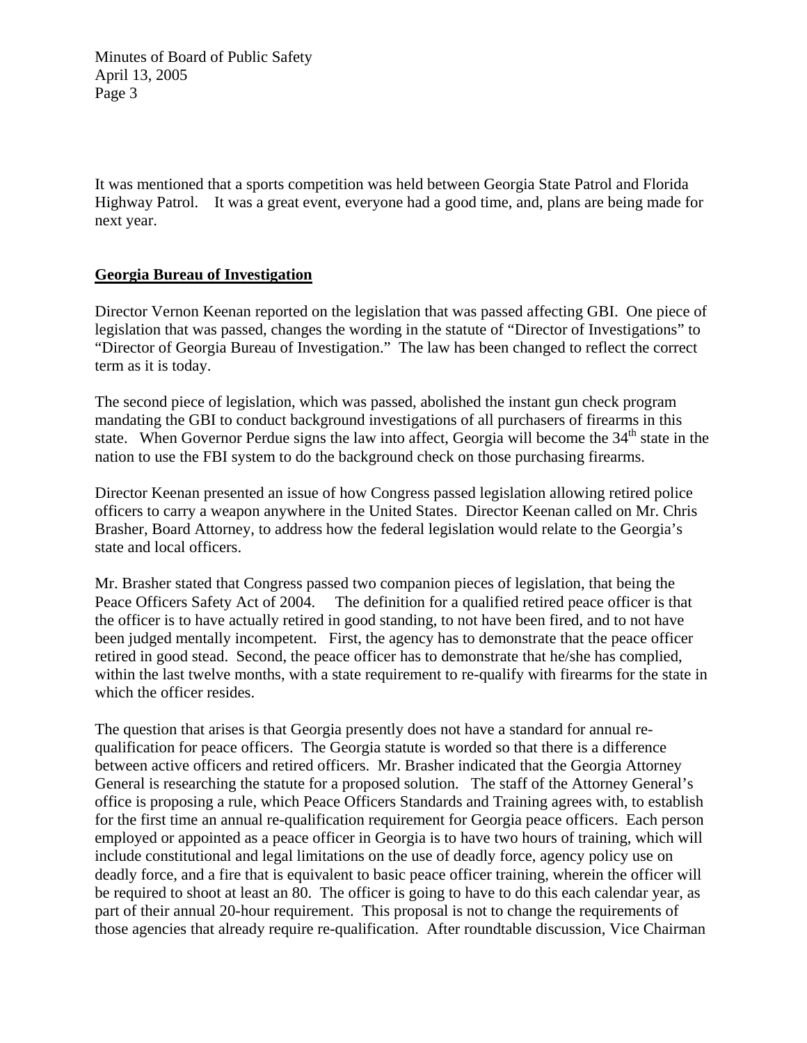It was mentioned that a sports competition was held between Georgia State Patrol and Florida Highway Patrol. It was a great event, everyone had a good time, and, plans are being made for next year.

## Georgia Bureau of Investigation

Director Vernon Keenan reported on the legislation that was passed affecting GBI. One piece of legislation that was passed, changes the wording in the statute of "Director of Investigations" to "Director of Georgia Bureau of Investigation." The law has been changed to reflect the correct term as it is today.

The second piece of legislation, which was passed, abolished the instant gun check program mandating the GBI to conduct background investigations of all purchasers of firearms in this state. When Governor Perdue signs the law into affect, Georgia will become the 34th state in the nation to use the FBI system to do the background check on those purchasing firearms.

Director Keenan presented an issue of how Congress passed legislation allowing retired police officers to carry a weapon anywhere in the United States. Director Keenan called on Mr. Chris Brasher, Board Attorney, to address how the federal legislation would relate to the Georgia's state and local officers.

Mr. Brasher stated that Congress passed two companion pieces of legislation, that being the Peace Officers Safety Act of 2004. The definition for a qualified retired peace officer is that the officer is to have actually retired in good standing, to not have been fired, and to not have been judged mentally incompetent. First, the agency has to demonstrate that the peace officer retired in good stead. Second, the peace officer has to demonstrate that he/she has complied, within the last twelve months, with a state requirement to re-qualify with firearms for the state in which the officer resides.

The question that arises is that Georgia presently does not have a standard for annual re-qualification for peace officers. The Georgia statute is worded so that there is a difference between active officers and retired officers. Mr. Brasher indicated that the Georgia Attorney General is researching the statute for a proposed solution. The staff of the Attorney General's office is proposing a rule, which Peace Officers Standards and Training agrees with, to establish for the first time an annual re-qualification requirement for Georgia peace officers. Each person employed or appointed as a peace officer in Georgia is to have two hours of training, which will include constitutional and legal limitations on the use of deadly force, agency policy use on deadly force, and a fire that is equivalent to basic peace officer training, wherein the officer will be required to shoot at least an 80. The officer is going to have to do this each calendar year, as part of their annual 20-hour requirement. This proposal is not to change the requirements of those agencies that already require re-qualification. After roundtable discussion, Vice Chairman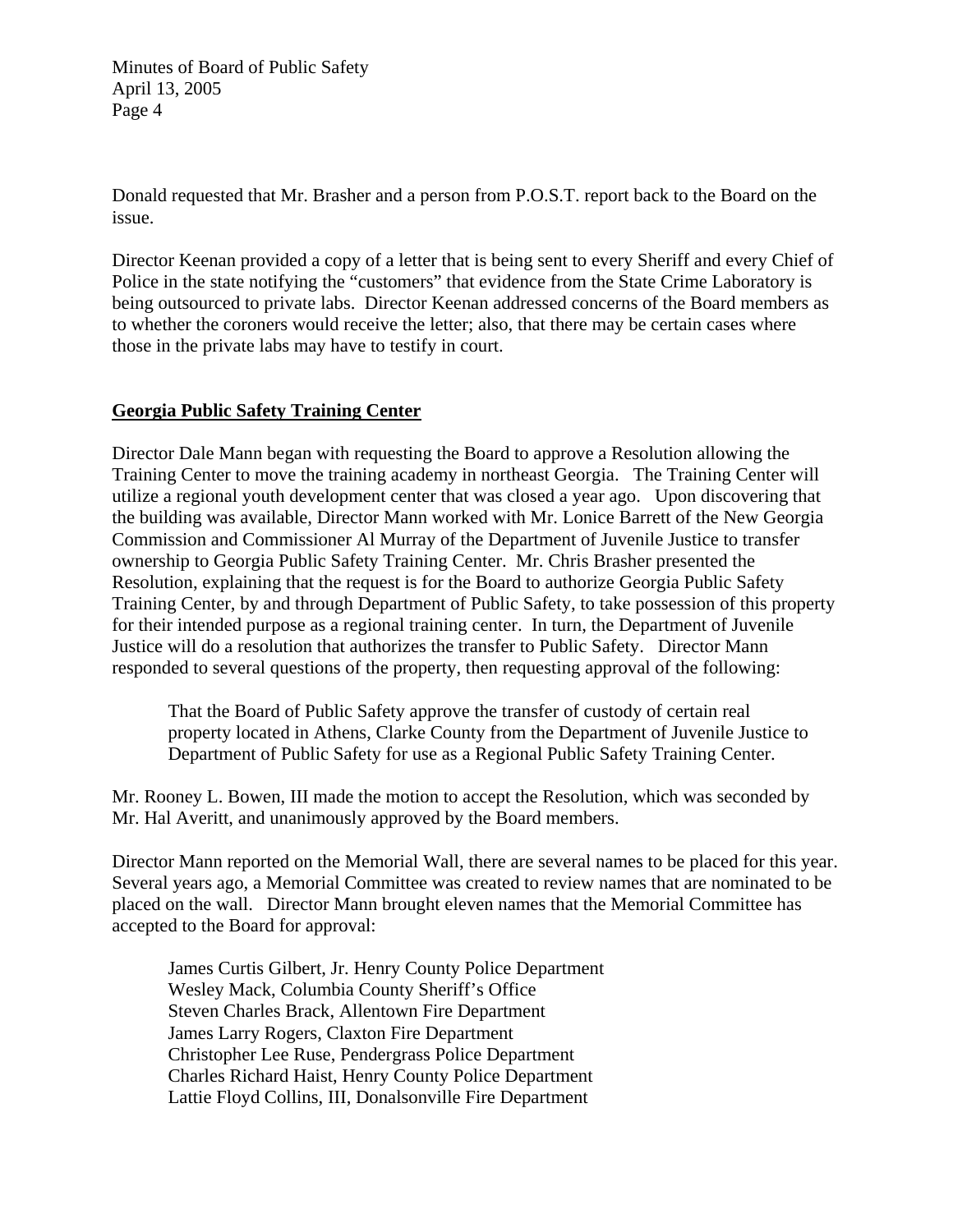Donald requested that Mr. Brasher and a person from P.O.S.T. report back to the Board on the issue.

Director Keenan provided a copy of a letter that is being sent to every Sheriff and every Chief of Police in the state notifying the "customers" that evidence from the State Crime Laboratory is being outsourced to private labs. Director Keenan addressed concerns of the Board members as to whether the coroners would receive the letter; also, that there may be certain cases where those in the private labs may have to testify in court.

## Georgia Public Safety Training Center

Director Dale Mann began with requesting the Board to approve a Resolution allowing the Training Center to move the training academy in northeast Georgia. The Training Center will utilize a regional youth development center that was closed a year ago. Upon discovering that the building was available, Director Mann worked with Mr. Lonice Barrett of the New Georgia Commission and Commissioner Al Murray of the Department of Juvenile Justice to transfer ownership to Georgia Public Safety Training Center. Mr. Chris Brasher presented the Resolution, explaining that the request is for the Board to authorize Georgia Public Safety Training Center, by and through Department of Public Safety, to take possession of this property for their intended purpose as a regional training center. In turn, the Department of Juvenile Justice will do a resolution that authorizes the transfer to Public Safety. Director Mann responded to several questions of the property, then requesting approval of the following:

> That the Board of Public Safety approve the transfer of custody of certain real property located in Athens, Clarke County from the Department of Juvenile Justice to Department of Public Safety for use as a Regional Public Safety Training Center.

Mr. Rooney L. Bowen, III made the motion to accept the Resolution, which was seconded by Mr. Hal Averitt, and unanimously approved by the Board members.

Director Mann reported on the Memorial Wall, there are several names to be placed for this year. Several years ago, a Memorial Committee was created to review names that are nominated to be placed on the wall. Director Mann brought eleven names that the Memorial Committee has accepted to the Board for approval:

James Curtis Gilbert, Jr. Henry County Police Department
Wesley Mack, Columbia County Sheriff's Office
Steven Charles Brack, Allentown Fire Department
James Larry Rogers, Claxton Fire Department
Christopher Lee Ruse, Pendergrass Police Department
Charles Richard Haist, Henry County Police Department
Lattie Floyd Collins, III, Donalsonville Fire Department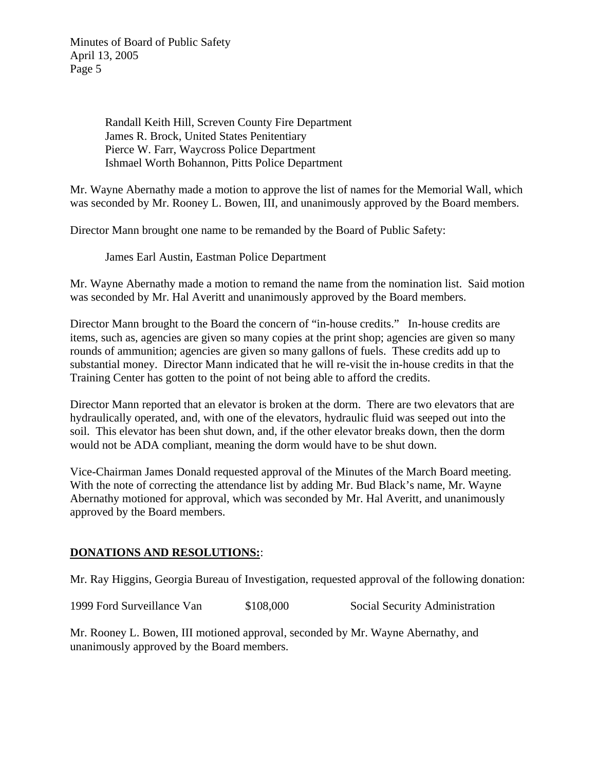Randall Keith Hill, Screven County Fire Department
James R. Brock, United States Penitentiary
Pierce W. Farr, Waycross Police Department
Ishmael Worth Bohannon, Pitts Police Department

Mr. Wayne Abernathy made a motion to approve the list of names for the Memorial Wall, which was seconded by Mr. Rooney L. Bowen, III, and unanimously approved by the Board members.

Director Mann brought one name to be remanded by the Board of Public Safety:

James Earl Austin, Eastman Police Department

Mr. Wayne Abernathy made a motion to remand the name from the nomination list. Said motion was seconded by Mr. Hal Averitt and unanimously approved by the Board members.

Director Mann brought to the Board the concern of "in-house credits." In-house credits are items, such as, agencies are given so many copies at the print shop; agencies are given so many rounds of ammunition; agencies are given so many gallons of fuels. These credits add up to substantial money. Director Mann indicated that he will re-visit the in-house credits in that the Training Center has gotten to the point of not being able to afford the credits.

Director Mann reported that an elevator is broken at the dorm. There are two elevators that are hydraulically operated, and, with one of the elevators, hydraulic fluid was seeped out into the soil. This elevator has been shut down, and, if the other elevator breaks down, then the dorm would not be ADA compliant, meaning the dorm would have to be shut down.

Vice-Chairman James Donald requested approval of the Minutes of the March Board meeting. With the note of correcting the attendance list by adding Mr. Bud Black's name, Mr. Wayne Abernathy motioned for approval, which was seconded by Mr. Hal Averitt, and unanimously approved by the Board members.

**DONATIONS AND RESOLUTIONS:**:

Mr. Ray Higgins, Georgia Bureau of Investigation, requested approval of the following donation:

| | | |
|---|---|---|
| 1999 Ford Surveillance Van | $108,000 | Social Security Administration |

Mr. Rooney L. Bowen, III motioned approval, seconded by Mr. Wayne Abernathy, and unanimously approved by the Board members.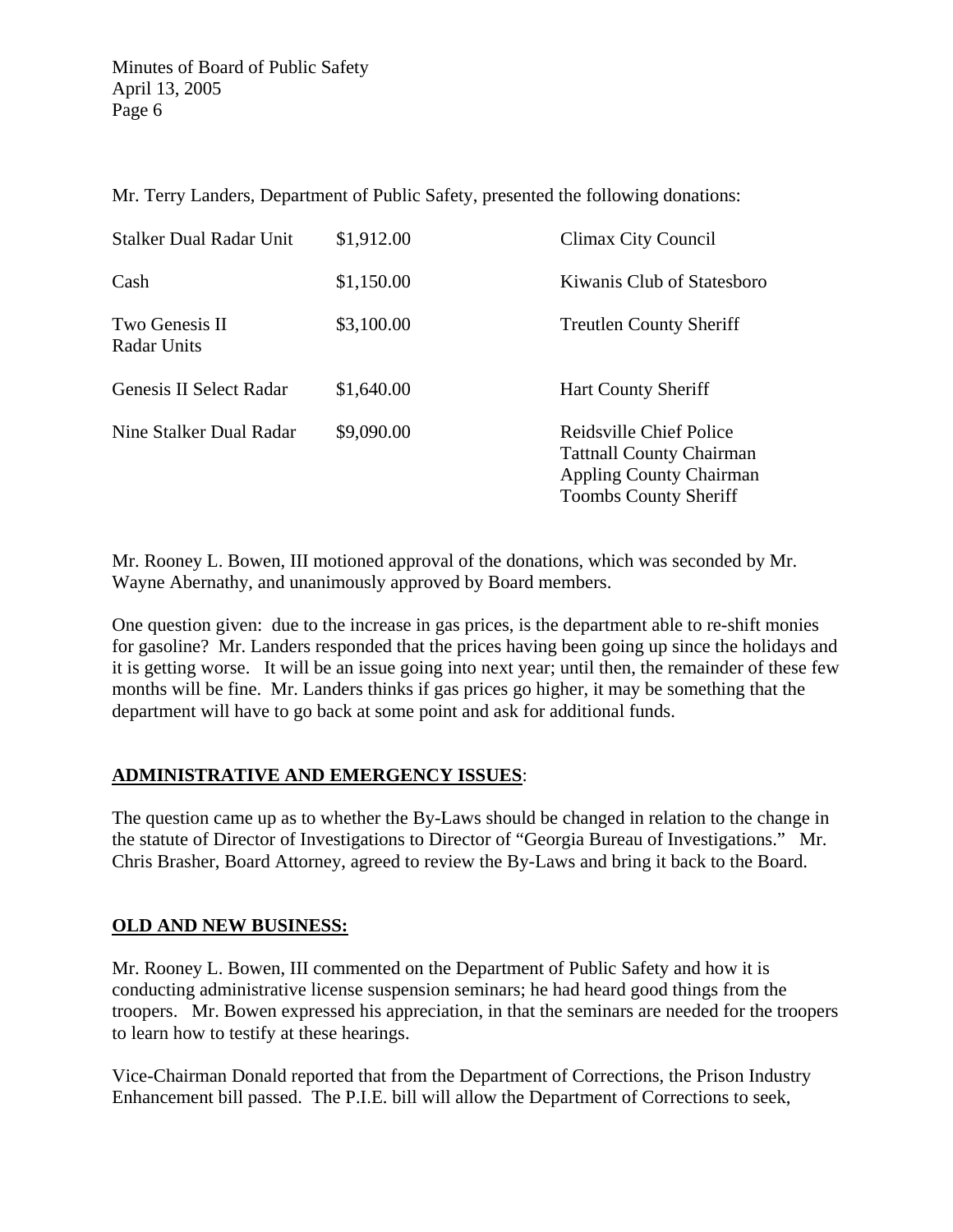Mr. Terry Landers, Department of Public Safety, presented the following donations:

| | | |
|---|---|---|
| Stalker Dual Radar Unit | $1,912.00 | Climax City Council |
| Cash | $1,150.00 | Kiwanis Club of Statesboro |
| Two Genesis II Radar Units | $3,100.00 | Treutlen County Sheriff |
| Genesis II Select Radar | $1,640.00 | Hart County Sheriff |
| Nine Stalker Dual Radar | $9,090.00 | Reidsville Chief Police<br>Tattnall County Chairman<br>Appling County Chairman<br>Toombs County Sheriff |

Mr. Rooney L. Bowen, III motioned approval of the donations, which was seconded by Mr. Wayne Abernathy, and unanimously approved by Board members.

One question given: due to the increase in gas prices, is the department able to re-shift monies for gasoline? Mr. Landers responded that the prices having been going up since the holidays and it is getting worse. It will be an issue going into next year; until then, the remainder of these few months will be fine. Mr. Landers thinks if gas prices go higher, it may be something that the department will have to go back at some point and ask for additional funds.

## ADMINISTRATIVE AND EMERGENCY ISSUES:

The question came up as to whether the By-Laws should be changed in relation to the change in the statute of Director of Investigations to Director of "Georgia Bureau of Investigations." Mr. Chris Brasher, Board Attorney, agreed to review the By-Laws and bring it back to the Board.

## OLD AND NEW BUSINESS:

Mr. Rooney L. Bowen, III commented on the Department of Public Safety and how it is conducting administrative license suspension seminars; he had heard good things from the troopers. Mr. Bowen expressed his appreciation, in that the seminars are needed for the troopers to learn how to testify at these hearings.

Vice-Chairman Donald reported that from the Department of Corrections, the Prison Industry Enhancement bill passed. The P.I.E. bill will allow the Department of Corrections to seek,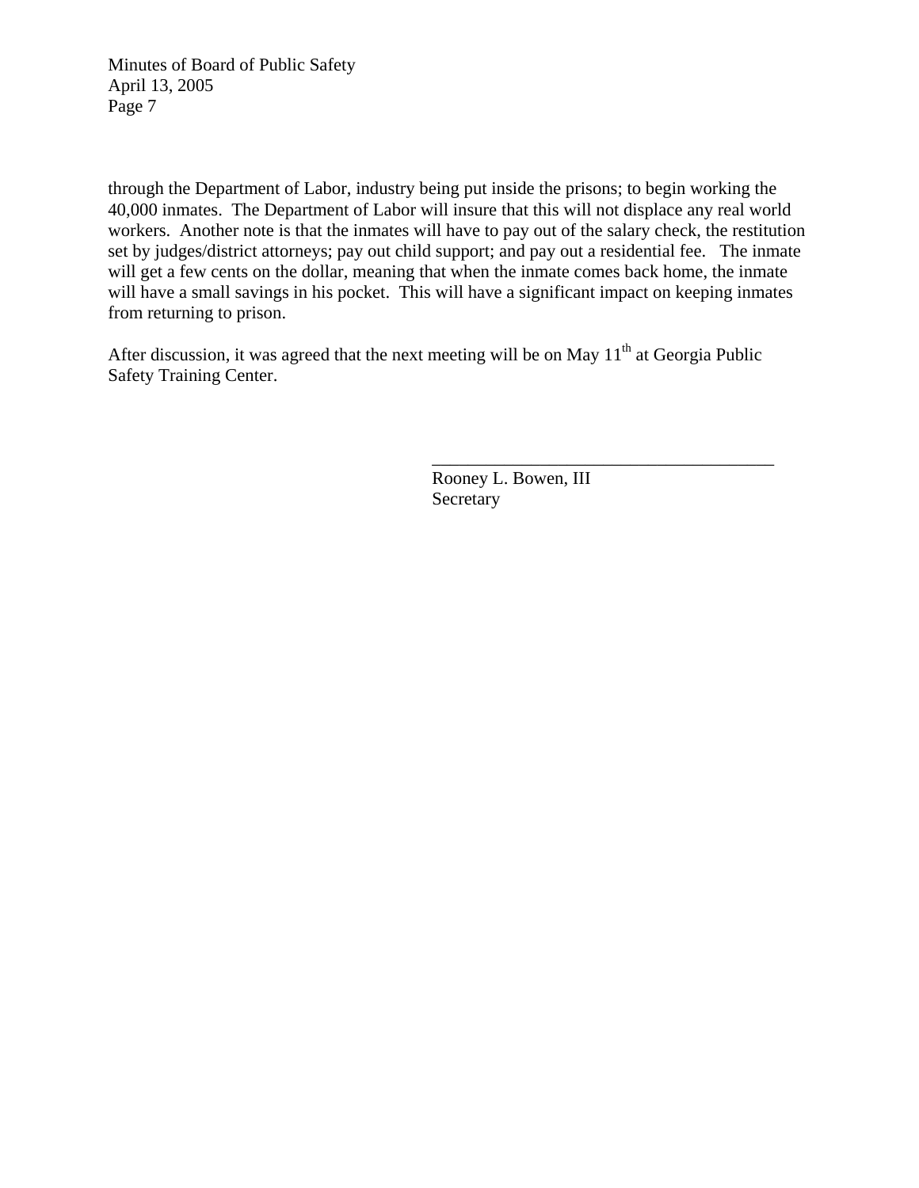through the Department of Labor, industry being put inside the prisons; to begin working the 40,000 inmates. The Department of Labor will insure that this will not displace any real world workers. Another note is that the inmates will have to pay out of the salary check, the restitution set by judges/district attorneys; pay out child support; and pay out a residential fee. The inmate will get a few cents on the dollar, meaning that when the inmate comes back home, the inmate will have a small savings in his pocket. This will have a significant impact on keeping inmates from returning to prison.

After discussion, it was agreed that the next meeting will be on May 11th at Georgia Public Safety Training Center.

\_\_\_\_\_\_\_\_\_\_\_\_\_\_\_\_\_\_\_\_\_\_\_\_\_\_\_\_\_\_\_\_\_\_\_\_\_\_

Rooney L. Bowen, III
Secretary